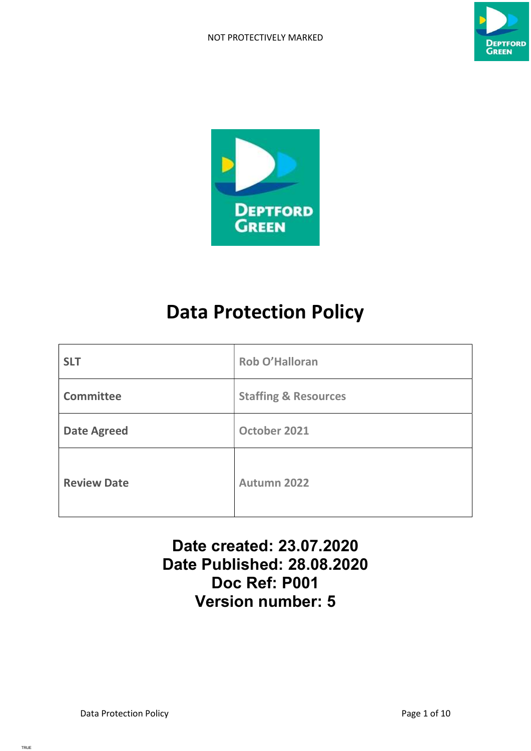NOT PROTECTIVELY MARKED

# Data Protection Policy

| SLT | Rob O'Halloran |
|---|---|
| Committee | Staffing & Resources |
| Date Agreed | October 2021 |
| Review Date | Autumn 2022 |

**Date created: 23.07.2020**
**Date Published: 28.08.2020**
**Doc Ref: P001**
**Version number: 5**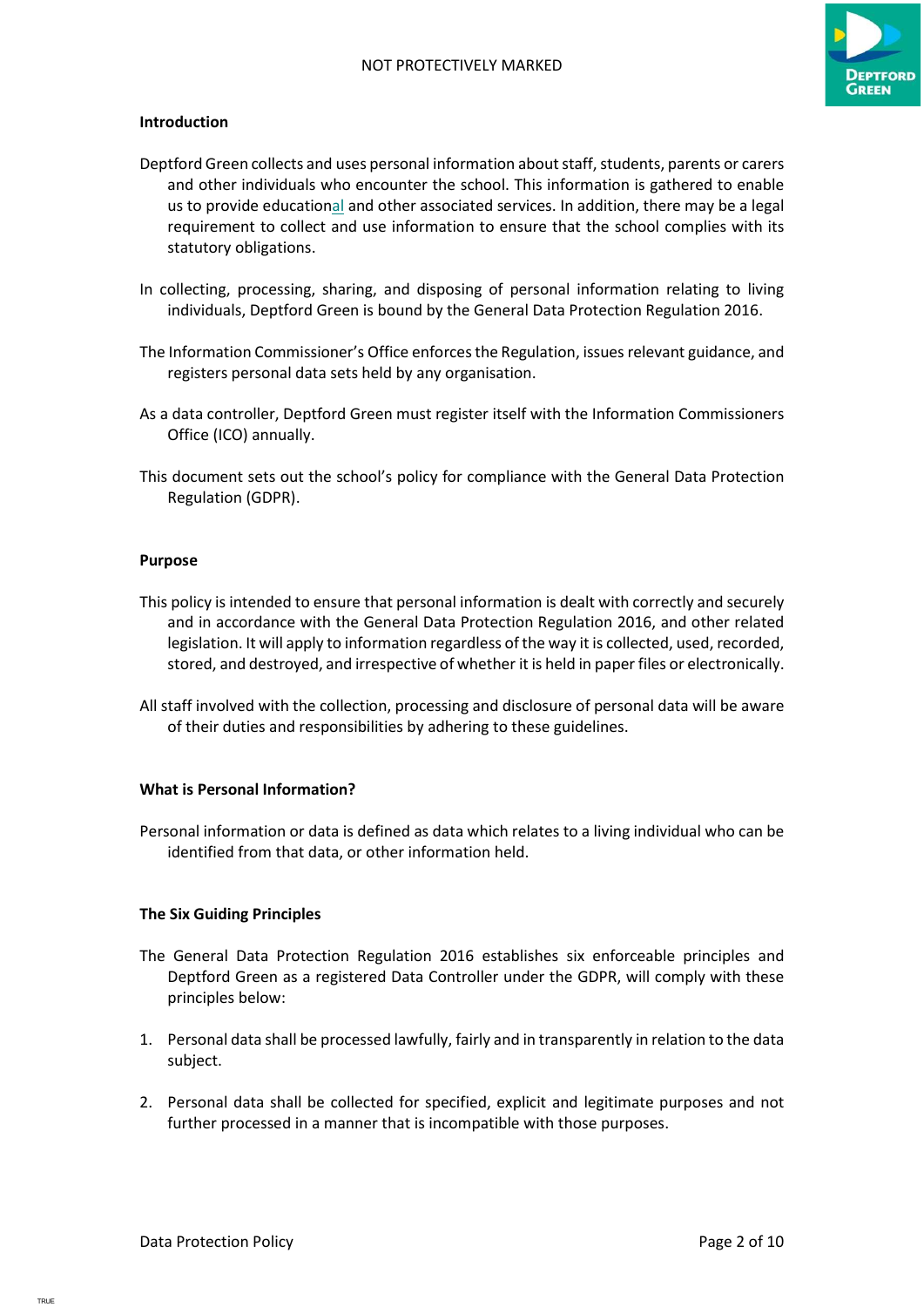**Introduction**

Deptford Green collects and uses personal information about staff, students, parents or carers and other individuals who encounter the school. This information is gathered to enable us to provide educational and other associated services. In addition, there may be a legal requirement to collect and use information to ensure that the school complies with its statutory obligations.

In collecting, processing, sharing, and disposing of personal information relating to living individuals, Deptford Green is bound by the General Data Protection Regulation 2016.

The Information Commissioner's Office enforces the Regulation, issues relevant guidance, and registers personal data sets held by any organisation.

As a data controller, Deptford Green must register itself with the Information Commissioners Office (ICO) annually.

This document sets out the school's policy for compliance with the General Data Protection Regulation (GDPR).

**Purpose**

This policy is intended to ensure that personal information is dealt with correctly and securely and in accordance with the General Data Protection Regulation 2016, and other related legislation. It will apply to information regardless of the way it is collected, used, recorded, stored, and destroyed, and irrespective of whether it is held in paper files or electronically.

All staff involved with the collection, processing and disclosure of personal data will be aware of their duties and responsibilities by adhering to these guidelines.

**What is Personal Information?**

Personal information or data is defined as data which relates to a living individual who can be identified from that data, or other information held.

**The Six Guiding Principles**

The General Data Protection Regulation 2016 establishes six enforceable principles and Deptford Green as a registered Data Controller under the GDPR, will comply with these principles below:

1. Personal data shall be processed lawfully, fairly and in transparently in relation to the data subject.
2. Personal data shall be collected for specified, explicit and legitimate purposes and not further processed in a manner that is incompatible with those purposes.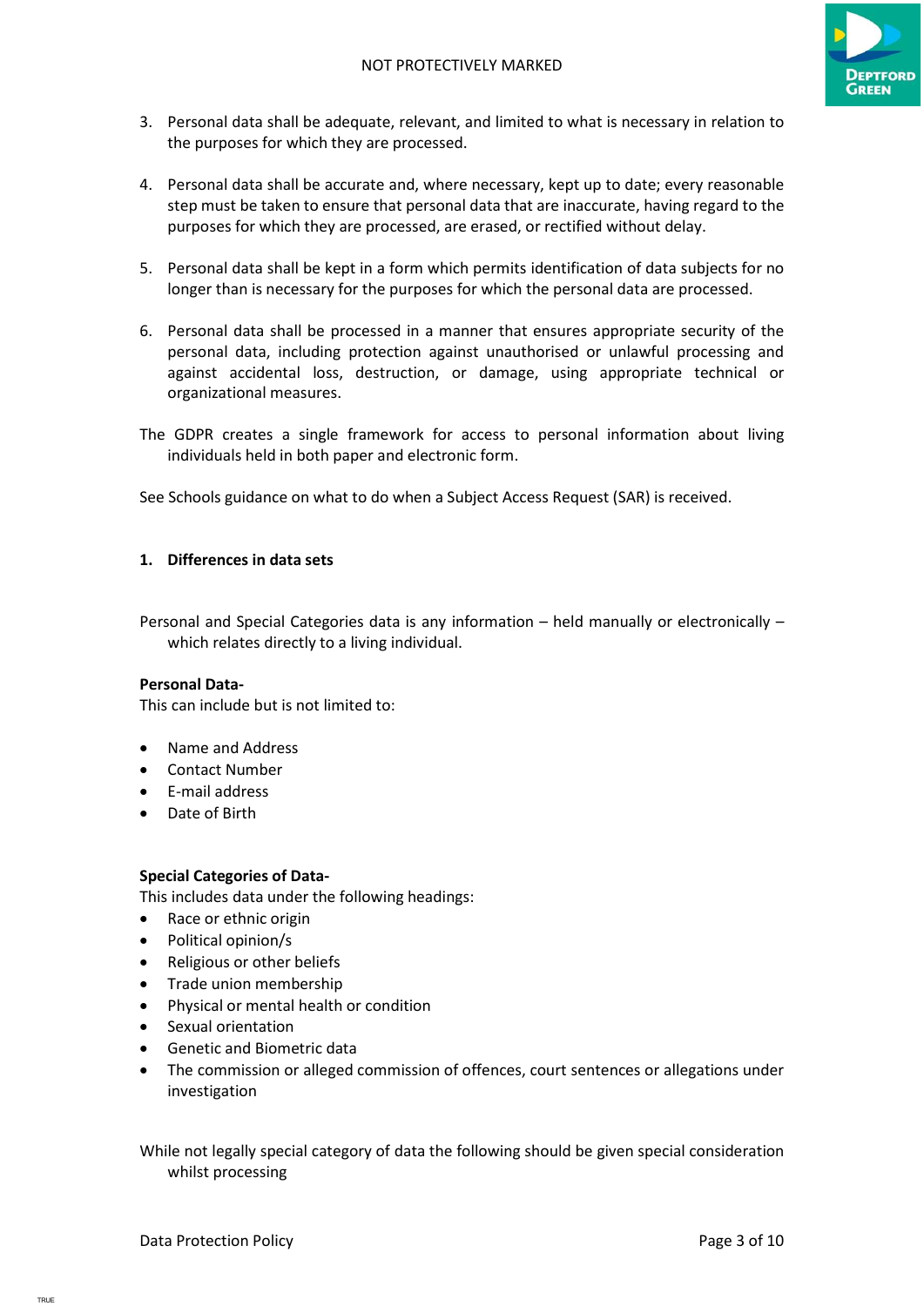3. Personal data shall be adequate, relevant, and limited to what is necessary in relation to the purposes for which they are processed.

4. Personal data shall be accurate and, where necessary, kept up to date; every reasonable step must be taken to ensure that personal data that are inaccurate, having regard to the purposes for which they are processed, are erased, or rectified without delay.

5. Personal data shall be kept in a form which permits identification of data subjects for no longer than is necessary for the purposes for which the personal data are processed.

6. Personal data shall be processed in a manner that ensures appropriate security of the personal data, including protection against unauthorised or unlawful processing and against accidental loss, destruction, or damage, using appropriate technical or organizational measures.

The GDPR creates a single framework for access to personal information about living individuals held in both paper and electronic form.

See Schools guidance on what to do when a Subject Access Request (SAR) is received.

## 1. Differences in data sets

Personal and Special Categories data is any information – held manually or electronically – which relates directly to a living individual.

**Personal Data-**
This can include but is not limited to:

- Name and Address
- Contact Number
- E-mail address
- Date of Birth

**Special Categories of Data-**
This includes data under the following headings:

- Race or ethnic origin
- Political opinion/s
- Religious or other beliefs
- Trade union membership
- Physical or mental health or condition
- Sexual orientation
- Genetic and Biometric data
- The commission or alleged commission of offences, court sentences or allegations under investigation

While not legally special category of data the following should be given special consideration whilst processing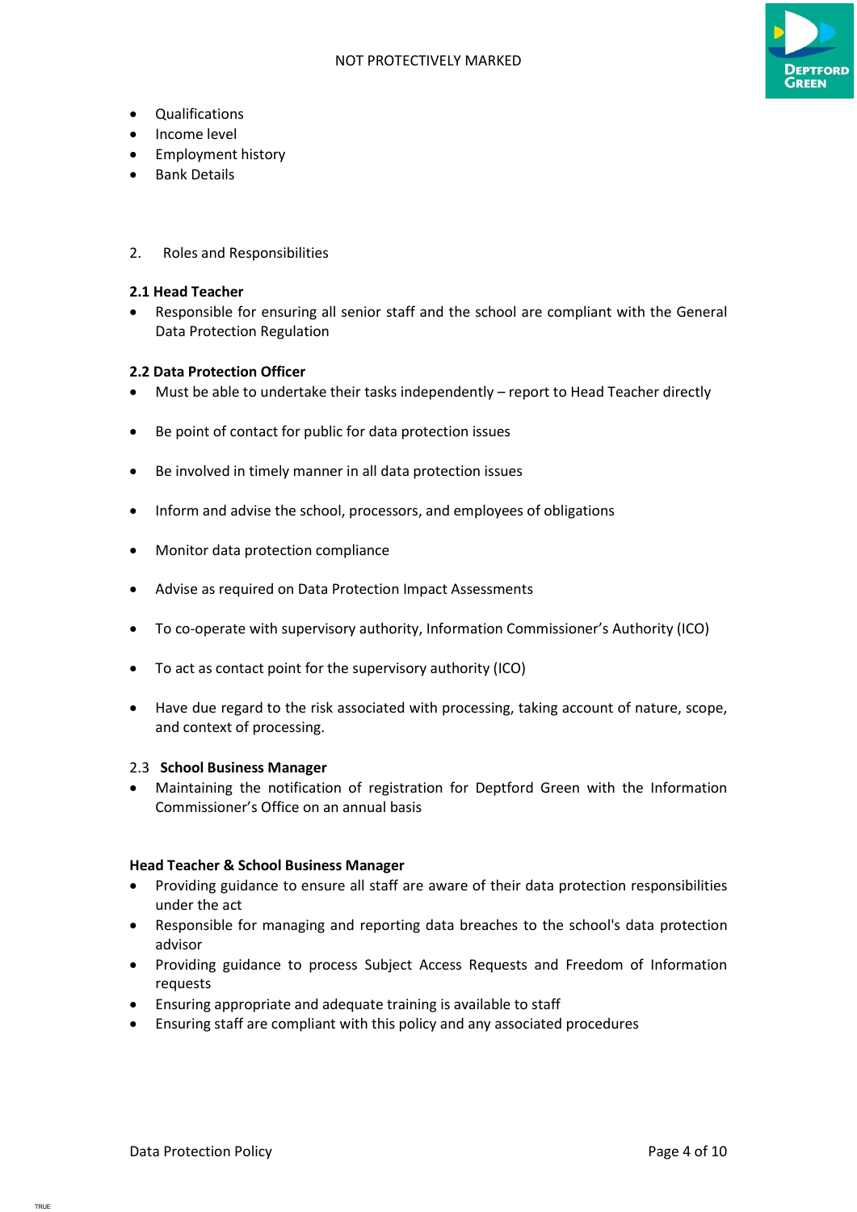- Qualifications
- Income level
- Employment history
- Bank Details

## 2. Roles and Responsibilities

### 2.1 Head Teacher

- Responsible for ensuring all senior staff and the school are compliant with the General Data Protection Regulation

### 2.2 Data Protection Officer

- Must be able to undertake their tasks independently – report to Head Teacher directly
- Be point of contact for public for data protection issues
- Be involved in timely manner in all data protection issues
- Inform and advise the school, processors, and employees of obligations
- Monitor data protection compliance
- Advise as required on Data Protection Impact Assessments
- To co-operate with supervisory authority, Information Commissioner's Authority (ICO)
- To act as contact point for the supervisory authority (ICO)
- Have due regard to the risk associated with processing, taking account of nature, scope, and context of processing.

### 2.3 School Business Manager

- Maintaining the notification of registration for Deptford Green with the Information Commissioner's Office on an annual basis

### Head Teacher & School Business Manager

- Providing guidance to ensure all staff are aware of their data protection responsibilities under the act
- Responsible for managing and reporting data breaches to the school's data protection advisor
- Providing guidance to process Subject Access Requests and Freedom of Information requests
- Ensuring appropriate and adequate training is available to staff
- Ensuring staff are compliant with this policy and any associated procedures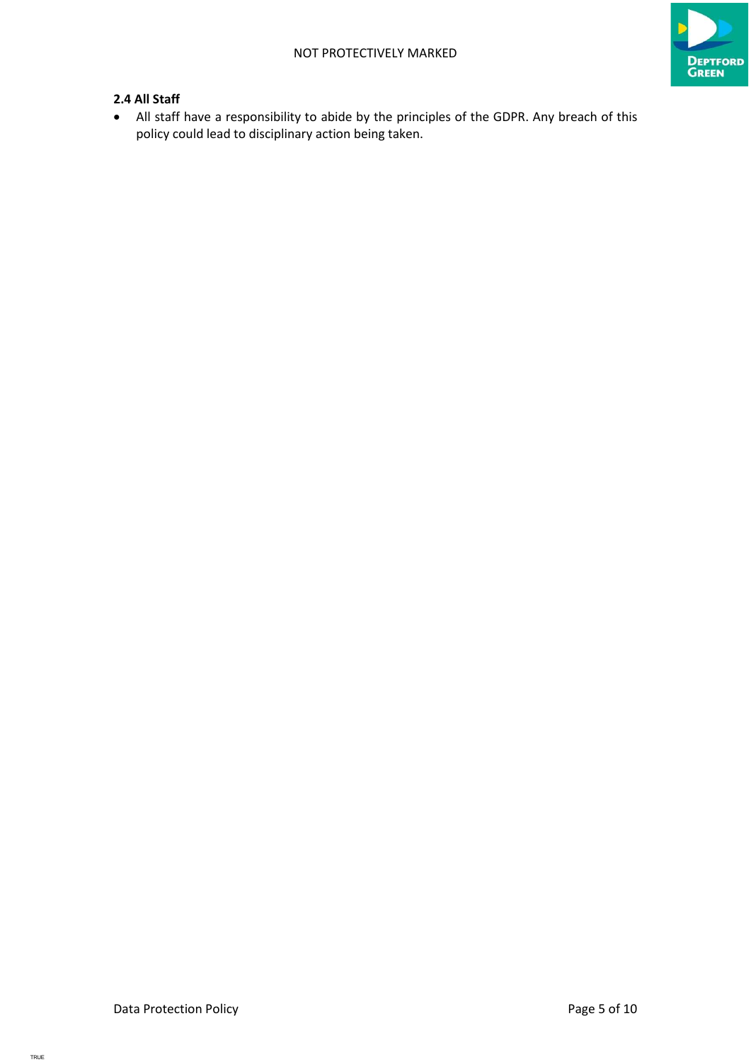### 2.4 All Staff

- All staff have a responsibility to abide by the principles of the GDPR. Any breach of this policy could lead to disciplinary action being taken.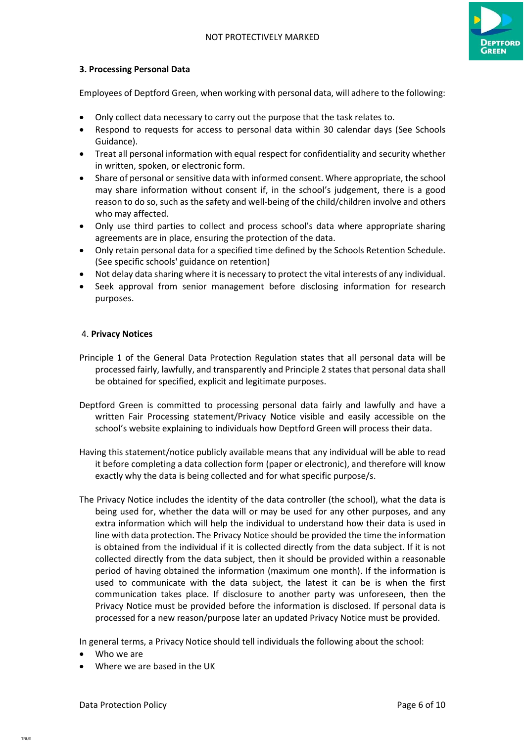### 3. Processing Personal Data

Employees of Deptford Green, when working with personal data, will adhere to the following:

- Only collect data necessary to carry out the purpose that the task relates to.
- Respond to requests for access to personal data within 30 calendar days (See Schools Guidance).
- Treat all personal information with equal respect for confidentiality and security whether in written, spoken, or electronic form.
- Share of personal or sensitive data with informed consent. Where appropriate, the school may share information without consent if, in the school's judgement, there is a good reason to do so, such as the safety and well-being of the child/children involve and others who may affected.
- Only use third parties to collect and process school's data where appropriate sharing agreements are in place, ensuring the protection of the data.
- Only retain personal data for a specified time defined by the Schools Retention Schedule. (See specific schools' guidance on retention)
- Not delay data sharing where it is necessary to protect the vital interests of any individual.
- Seek approval from senior management before disclosing information for research purposes.

### 4. Privacy Notices

Principle 1 of the General Data Protection Regulation states that all personal data will be processed fairly, lawfully, and transparently and Principle 2 states that personal data shall be obtained for specified, explicit and legitimate purposes.

Deptford Green is committed to processing personal data fairly and lawfully and have a written Fair Processing statement/Privacy Notice visible and easily accessible on the school's website explaining to individuals how Deptford Green will process their data.

Having this statement/notice publicly available means that any individual will be able to read it before completing a data collection form (paper or electronic), and therefore will know exactly why the data is being collected and for what specific purpose/s.

The Privacy Notice includes the identity of the data controller (the school), what the data is being used for, whether the data will or may be used for any other purposes, and any extra information which will help the individual to understand how their data is used in line with data protection. The Privacy Notice should be provided the time the information is obtained from the individual if it is collected directly from the data subject. If it is not collected directly from the data subject, then it should be provided within a reasonable period of having obtained the information (maximum one month). If the information is used to communicate with the data subject, the latest it can be is when the first communication takes place. If disclosure to another party was unforeseen, then the Privacy Notice must be provided before the information is disclosed. If personal data is processed for a new reason/purpose later an updated Privacy Notice must be provided.

In general terms, a Privacy Notice should tell individuals the following about the school:

- Who we are
- Where we are based in the UK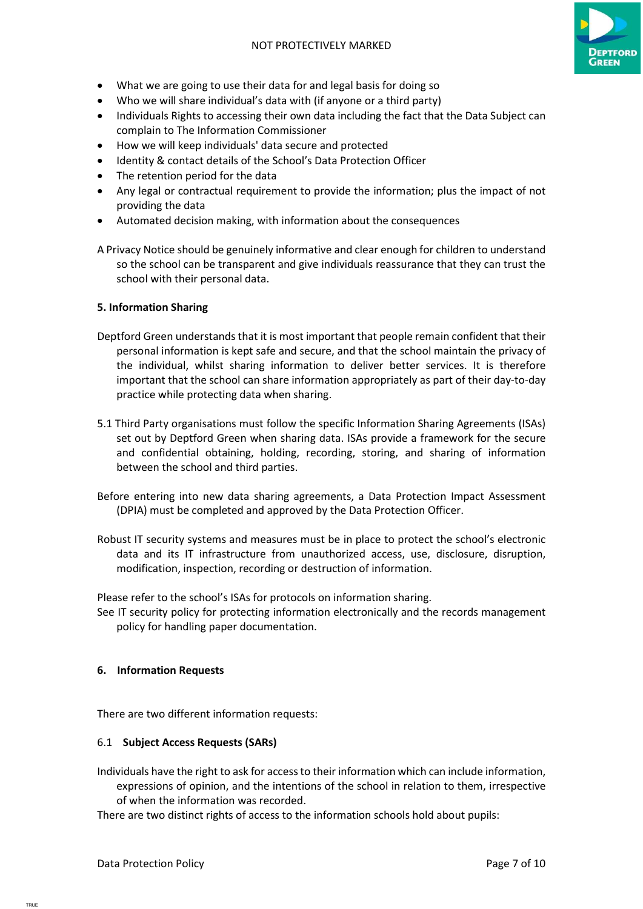- What we are going to use their data for and legal basis for doing so
- Who we will share individual's data with (if anyone or a third party)
- Individuals Rights to accessing their own data including the fact that the Data Subject can complain to The Information Commissioner
- How we will keep individuals' data secure and protected
- Identity & contact details of the School's Data Protection Officer
- The retention period for the data
- Any legal or contractual requirement to provide the information; plus the impact of not providing the data
- Automated decision making, with information about the consequences

A Privacy Notice should be genuinely informative and clear enough for children to understand so the school can be transparent and give individuals reassurance that they can trust the school with their personal data.

**5. Information Sharing**

Deptford Green understands that it is most important that people remain confident that their personal information is kept safe and secure, and that the school maintain the privacy of the individual, whilst sharing information to deliver better services. It is therefore important that the school can share information appropriately as part of their day-to-day practice while protecting data when sharing.

5.1 Third Party organisations must follow the specific Information Sharing Agreements (ISAs) set out by Deptford Green when sharing data. ISAs provide a framework for the secure and confidential obtaining, holding, recording, storing, and sharing of information between the school and third parties.

Before entering into new data sharing agreements, a Data Protection Impact Assessment (DPIA) must be completed and approved by the Data Protection Officer.

Robust IT security systems and measures must be in place to protect the school's electronic data and its IT infrastructure from unauthorized access, use, disclosure, disruption, modification, inspection, recording or destruction of information.

Please refer to the school's ISAs for protocols on information sharing.
See IT security policy for protecting information electronically and the records management policy for handling paper documentation.

**6. Information Requests**

There are two different information requests:

6.1 **Subject Access Requests (SARs)**

Individuals have the right to ask for access to their information which can include information, expressions of opinion, and the intentions of the school in relation to them, irrespective of when the information was recorded.
There are two distinct rights of access to the information schools hold about pupils: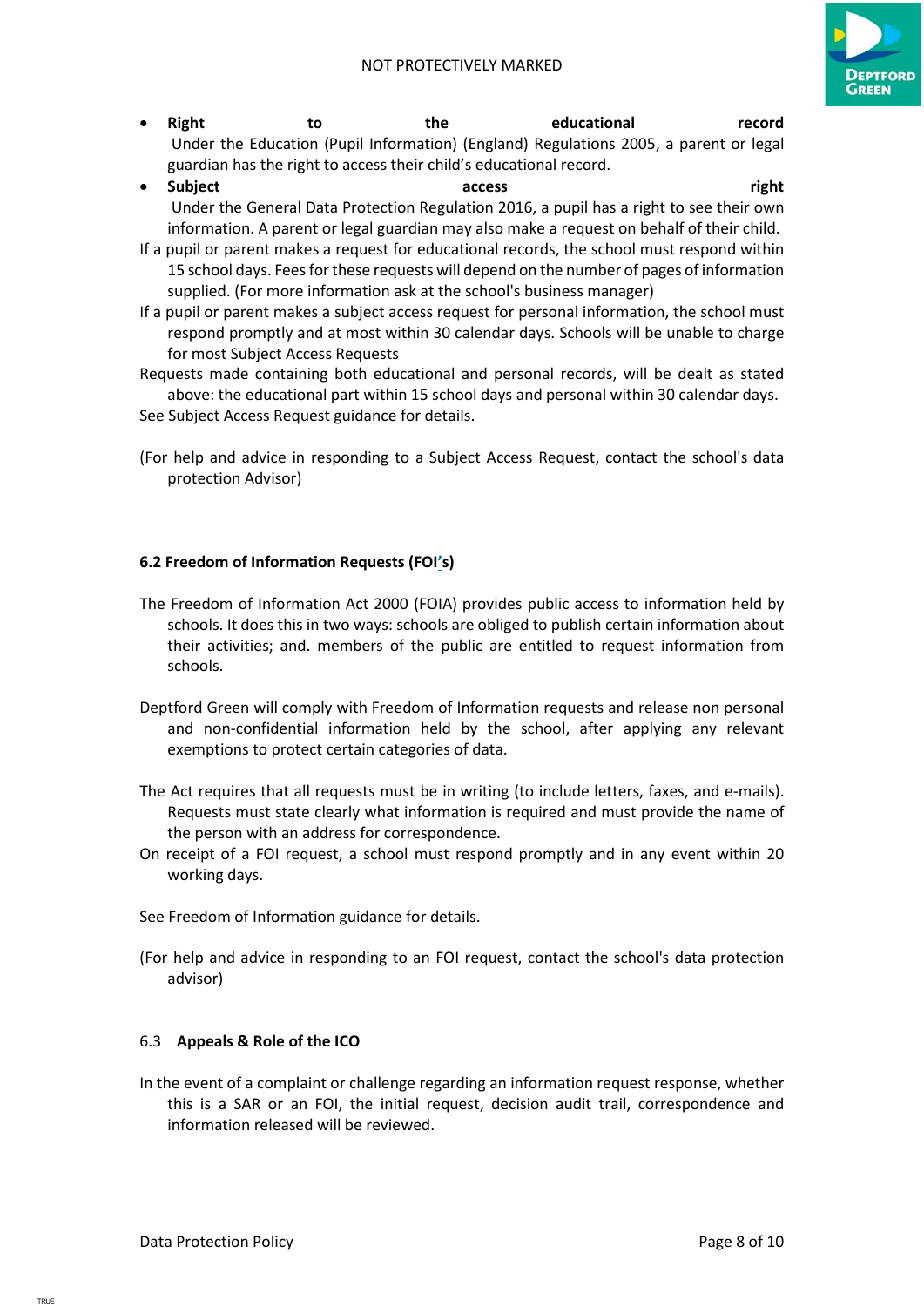- **Right to the educational record**
  Under the Education (Pupil Information) (England) Regulations 2005, a parent or legal guardian has the right to access their child's educational record.
- **Subject access right**
  Under the General Data Protection Regulation 2016, a pupil has a right to see their own information. A parent or legal guardian may also make a request on behalf of their child.

If a pupil or parent makes a request for educational records, the school must respond within 15 school days. Fees for these requests will depend on the number of pages of information supplied. (For more information ask at the school's business manager)

If a pupil or parent makes a subject access request for personal information, the school must respond promptly and at most within 30 calendar days. Schools will be unable to charge for most Subject Access Requests

Requests made containing both educational and personal records, will be dealt as stated above: the educational part within 15 school days and personal within 30 calendar days.

See Subject Access Request guidance for details.

(For help and advice in responding to a Subject Access Request, contact the school's data protection Advisor)

### 6.2 Freedom of Information Requests (FOI's)

The Freedom of Information Act 2000 (FOIA) provides public access to information held by schools. It does this in two ways: schools are obliged to publish certain information about their activities; and. members of the public are entitled to request information from schools.

Deptford Green will comply with Freedom of Information requests and release non personal and non-confidential information held by the school, after applying any relevant exemptions to protect certain categories of data.

The Act requires that all requests must be in writing (to include letters, faxes, and e-mails). Requests must state clearly what information is required and must provide the name of the person with an address for correspondence.

On receipt of a FOI request, a school must respond promptly and in any event within 20 working days.

See Freedom of Information guidance for details.

(For help and advice in responding to an FOI request, contact the school's data protection advisor)

### 6.3 Appeals & Role of the ICO

In the event of a complaint or challenge regarding an information request response, whether this is a SAR or an FOI, the initial request, decision audit trail, correspondence and information released will be reviewed.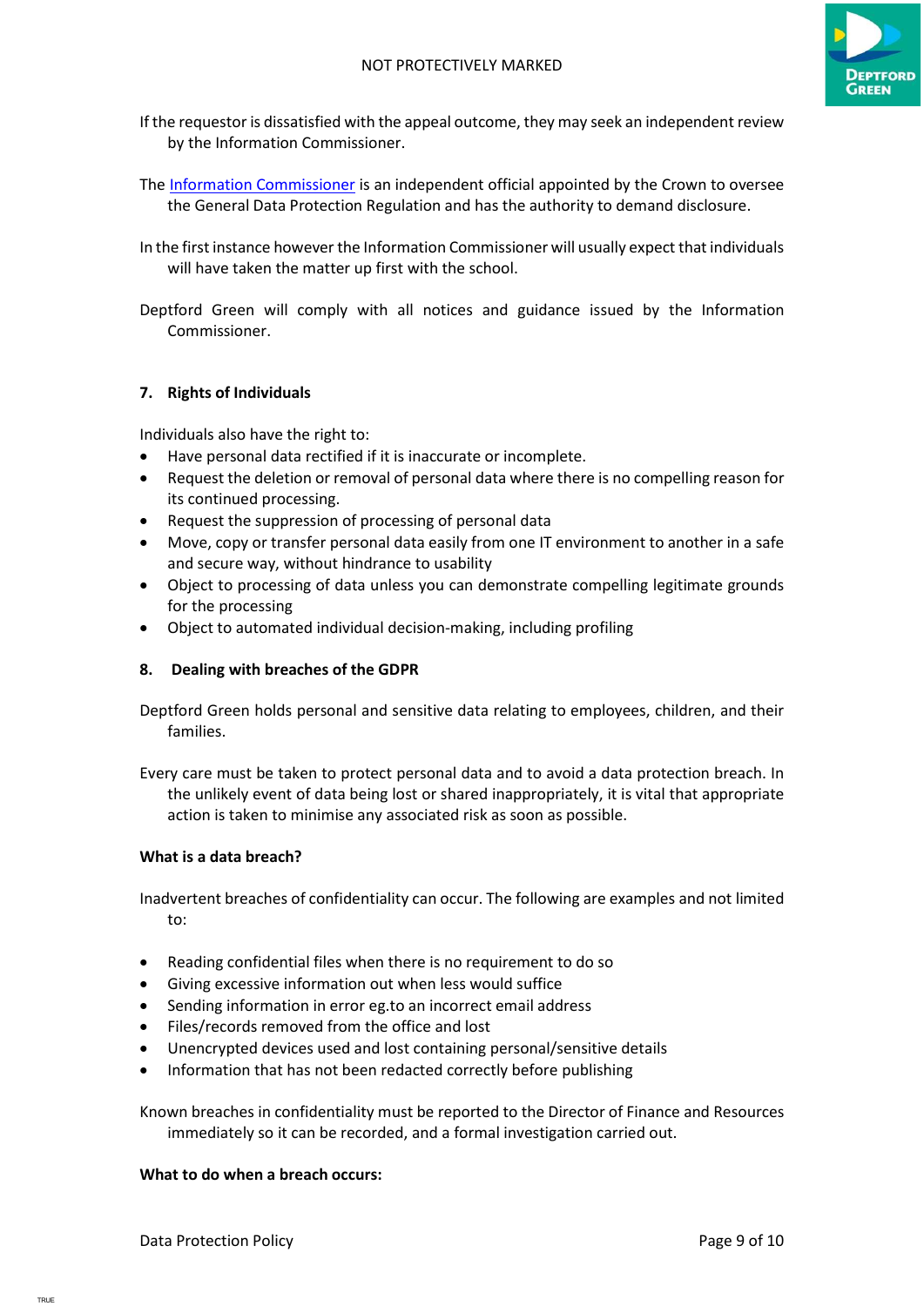If the requestor is dissatisfied with the appeal outcome, they may seek an independent review by the Information Commissioner.

The [Information Commissioner](https://ico.org.uk) is an independent official appointed by the Crown to oversee the General Data Protection Regulation and has the authority to demand disclosure.

In the first instance however the Information Commissioner will usually expect that individuals will have taken the matter up first with the school.

Deptford Green will comply with all notices and guidance issued by the Information Commissioner.

## 7. Rights of Individuals

Individuals also have the right to:

- Have personal data rectified if it is inaccurate or incomplete.
- Request the deletion or removal of personal data where there is no compelling reason for its continued processing.
- Request the suppression of processing of personal data
- Move, copy or transfer personal data easily from one IT environment to another in a safe and secure way, without hindrance to usability
- Object to processing of data unless you can demonstrate compelling legitimate grounds for the processing
- Object to automated individual decision-making, including profiling

## 8. Dealing with breaches of the GDPR

Deptford Green holds personal and sensitive data relating to employees, children, and their families.

Every care must be taken to protect personal data and to avoid a data protection breach. In the unlikely event of data being lost or shared inappropriately, it is vital that appropriate action is taken to minimise any associated risk as soon as possible.

**What is a data breach?**

Inadvertent breaches of confidentiality can occur. The following are examples and not limited to:

- Reading confidential files when there is no requirement to do so
- Giving excessive information out when less would suffice
- Sending information in error eg.to an incorrect email address
- Files/records removed from the office and lost
- Unencrypted devices used and lost containing personal/sensitive details
- Information that has not been redacted correctly before publishing

Known breaches in confidentiality must be reported to the Director of Finance and Resources immediately so it can be recorded, and a formal investigation carried out.

**What to do when a breach occurs:**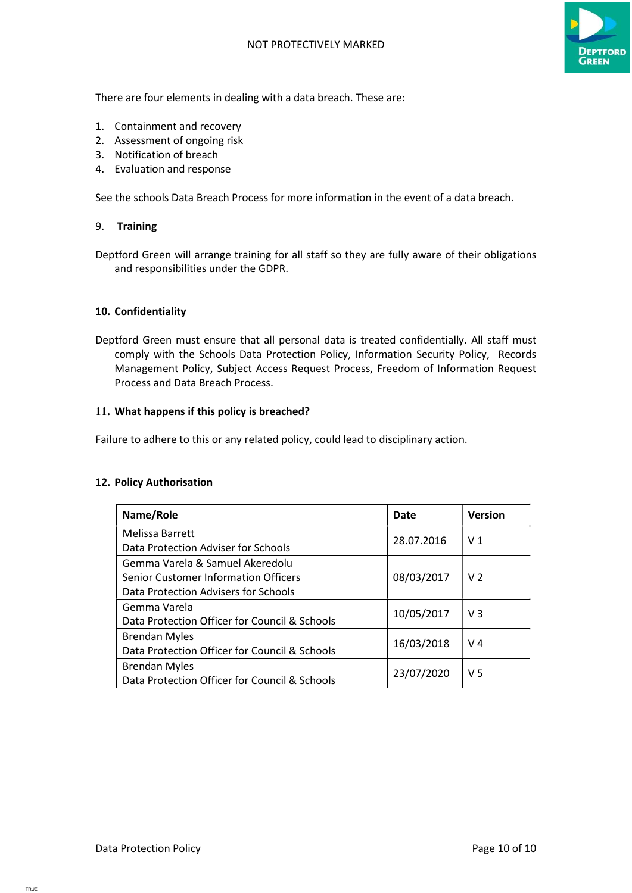There are four elements in dealing with a data breach. These are:

1. Containment and recovery
2. Assessment of ongoing risk
3. Notification of breach
4. Evaluation and response

See the schools Data Breach Process for more information in the event of a data breach.

## 9. Training

Deptford Green will arrange training for all staff so they are fully aware of their obligations and responsibilities under the GDPR.

## 10. Confidentiality

Deptford Green must ensure that all personal data is treated confidentially. All staff must comply with the Schools Data Protection Policy, Information Security Policy, Records Management Policy, Subject Access Request Process, Freedom of Information Request Process and Data Breach Process.

## 11. What happens if this policy is breached?

Failure to adhere to this or any related policy, could lead to disciplinary action.

## 12. Policy Authorisation

| Name/Role | Date | Version |
|---|---|---|
| Melissa Barrett<br>Data Protection Adviser for Schools | 28.07.2016 | V 1 |
| Gemma Varela & Samuel Akeredolu<br>Senior Customer Information Officers<br>Data Protection Advisers for Schools | 08/03/2017 | V 2 |
| Gemma Varela<br>Data Protection Officer for Council & Schools | 10/05/2017 | V 3 |
| Brendan Myles<br>Data Protection Officer for Council & Schools | 16/03/2018 | V 4 |
| Brendan Myles<br>Data Protection Officer for Council & Schools | 23/07/2020 | V 5 |